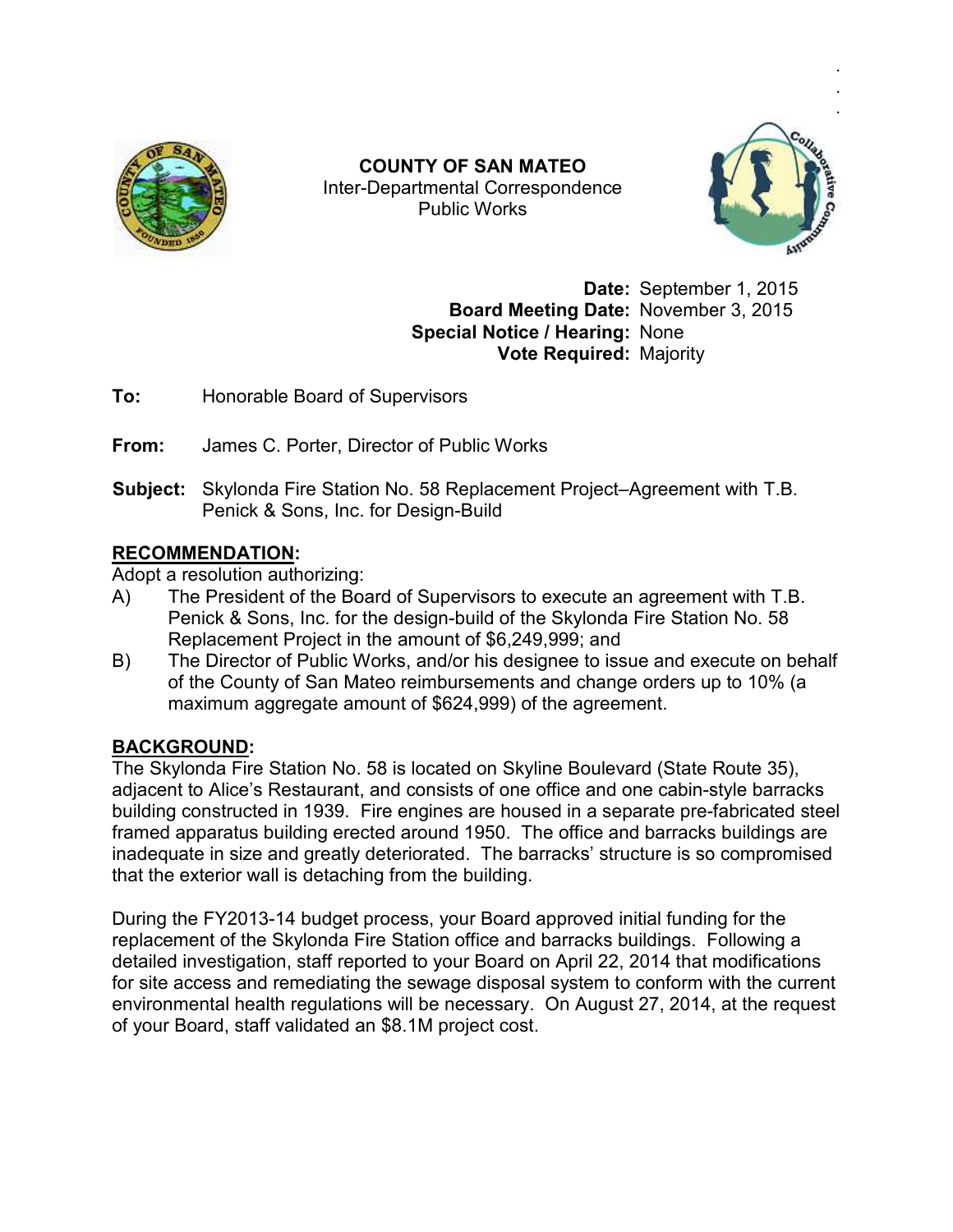**COUNTY OF SAN MATEO**
Inter-Departmental Correspondence
Public Works

**Date:** September 1, 2015
**Board Meeting Date:** November 3, 2015
**Special Notice / Hearing:** None
**Vote Required:** Majority

**To:** Honorable Board of Supervisors

**From:** James C. Porter, Director of Public Works

**Subject:** Skylonda Fire Station No. 58 Replacement Project–Agreement with T.B. Penick & Sons, Inc. for Design-Build

## RECOMMENDATION:

Adopt a resolution authorizing:

A) The President of the Board of Supervisors to execute an agreement with T.B. Penick & Sons, Inc. for the design-build of the Skylonda Fire Station No. 58 Replacement Project in the amount of $6,249,999; and

B) The Director of Public Works, and/or his designee to issue and execute on behalf of the County of San Mateo reimbursements and change orders up to 10% (a maximum aggregate amount of $624,999) of the agreement.

## BACKGROUND:

The Skylonda Fire Station No. 58 is located on Skyline Boulevard (State Route 35), adjacent to Alice's Restaurant, and consists of one office and one cabin-style barracks building constructed in 1939. Fire engines are housed in a separate pre-fabricated steel framed apparatus building erected around 1950. The office and barracks buildings are inadequate in size and greatly deteriorated. The barracks' structure is so compromised that the exterior wall is detaching from the building.

During the FY2013-14 budget process, your Board approved initial funding for the replacement of the Skylonda Fire Station office and barracks buildings. Following a detailed investigation, staff reported to your Board on April 22, 2014 that modifications for site access and remediating the sewage disposal system to conform with the current environmental health regulations will be necessary. On August 27, 2014, at the request of your Board, staff validated an $8.1M project cost.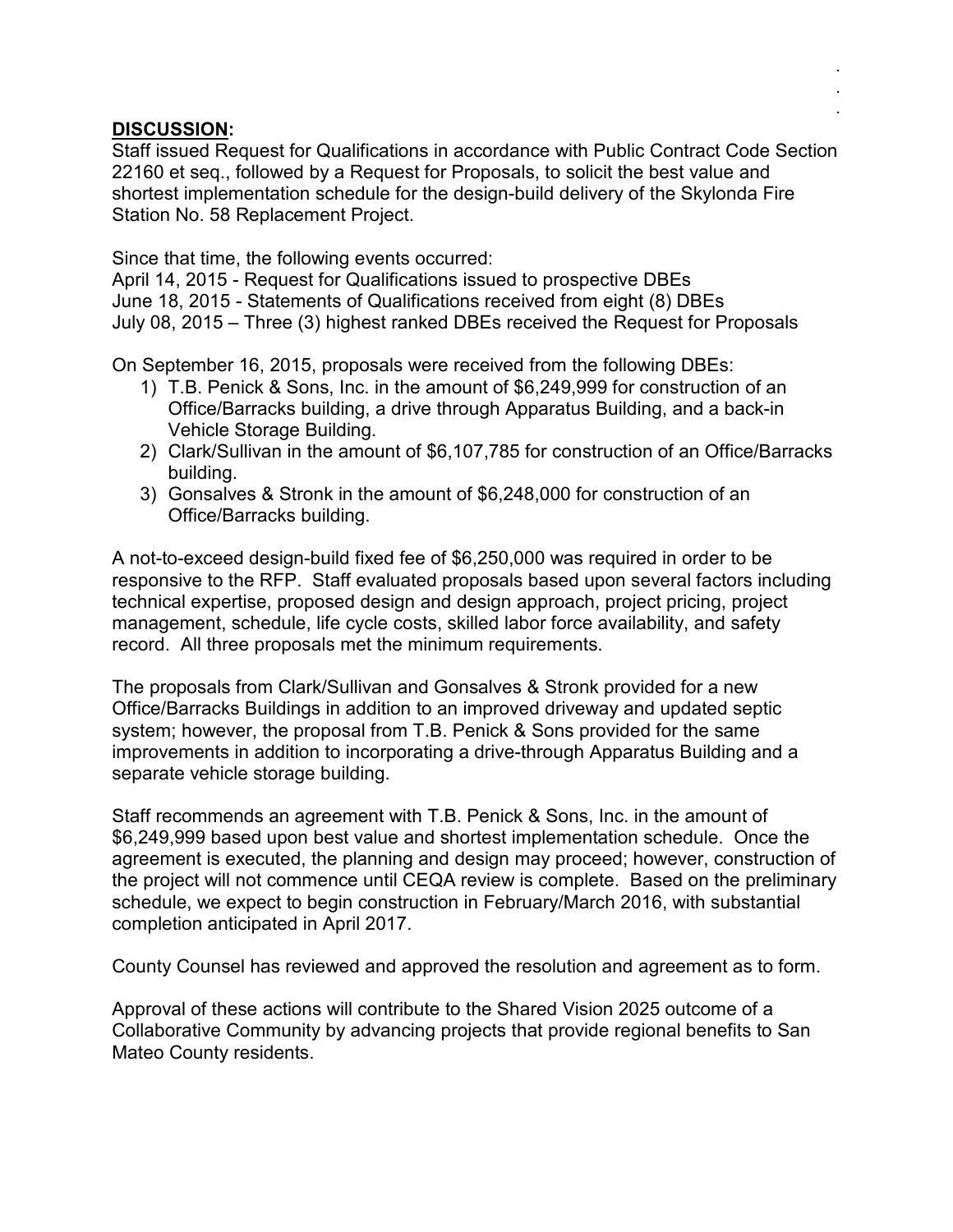**DISCUSSION:**

Staff issued Request for Qualifications in accordance with Public Contract Code Section 22160 et seq., followed by a Request for Proposals, to solicit the best value and shortest implementation schedule for the design-build delivery of the Skylonda Fire Station No. 58 Replacement Project.

Since that time, the following events occurred:
April 14, 2015 - Request for Qualifications issued to prospective DBEs
June 18, 2015 - Statements of Qualifications received from eight (8) DBEs
July 08, 2015 – Three (3) highest ranked DBEs received the Request for Proposals

On September 16, 2015, proposals were received from the following DBEs:

1) T.B. Penick & Sons, Inc. in the amount of $6,249,999 for construction of an Office/Barracks building, a drive through Apparatus Building, and a back-in Vehicle Storage Building.
2) Clark/Sullivan in the amount of $6,107,785 for construction of an Office/Barracks building.
3) Gonsalves & Stronk in the amount of $6,248,000 for construction of an Office/Barracks building.

A not-to-exceed design-build fixed fee of $6,250,000 was required in order to be responsive to the RFP. Staff evaluated proposals based upon several factors including technical expertise, proposed design and design approach, project pricing, project management, schedule, life cycle costs, skilled labor force availability, and safety record. All three proposals met the minimum requirements.

The proposals from Clark/Sullivan and Gonsalves & Stronk provided for a new Office/Barracks Buildings in addition to an improved driveway and updated septic system; however, the proposal from T.B. Penick & Sons provided for the same improvements in addition to incorporating a drive-through Apparatus Building and a separate vehicle storage building.

Staff recommends an agreement with T.B. Penick & Sons, Inc. in the amount of $6,249,999 based upon best value and shortest implementation schedule. Once the agreement is executed, the planning and design may proceed; however, construction of the project will not commence until CEQA review is complete. Based on the preliminary schedule, we expect to begin construction in February/March 2016, with substantial completion anticipated in April 2017.

County Counsel has reviewed and approved the resolution and agreement as to form.

Approval of these actions will contribute to the Shared Vision 2025 outcome of a Collaborative Community by advancing projects that provide regional benefits to San Mateo County residents.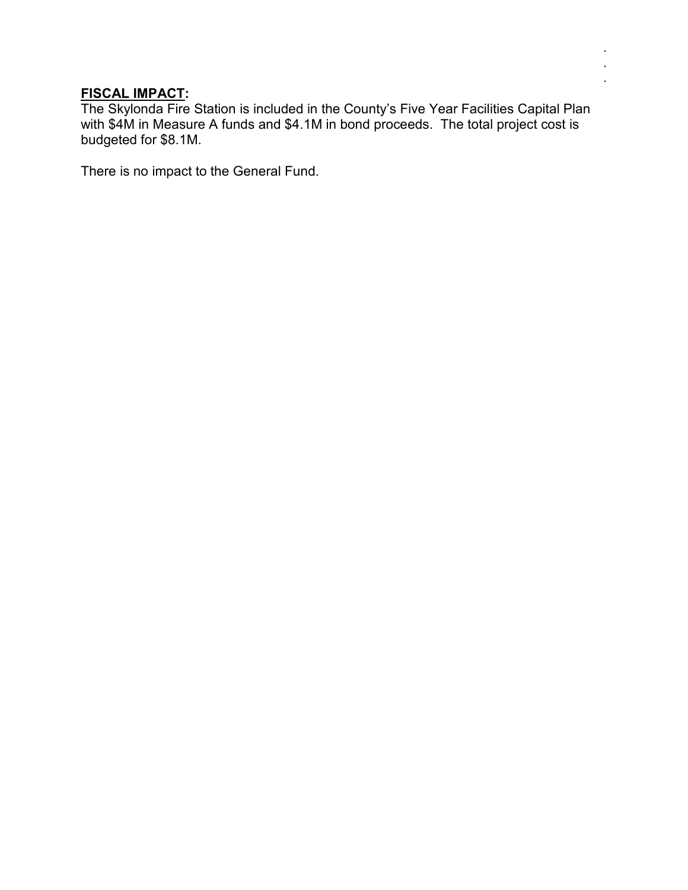**FISCAL IMPACT:**

The Skylonda Fire Station is included in the County's Five Year Facilities Capital Plan with $4M in Measure A funds and $4.1M in bond proceeds. The total project cost is budgeted for $8.1M.

There is no impact to the General Fund.